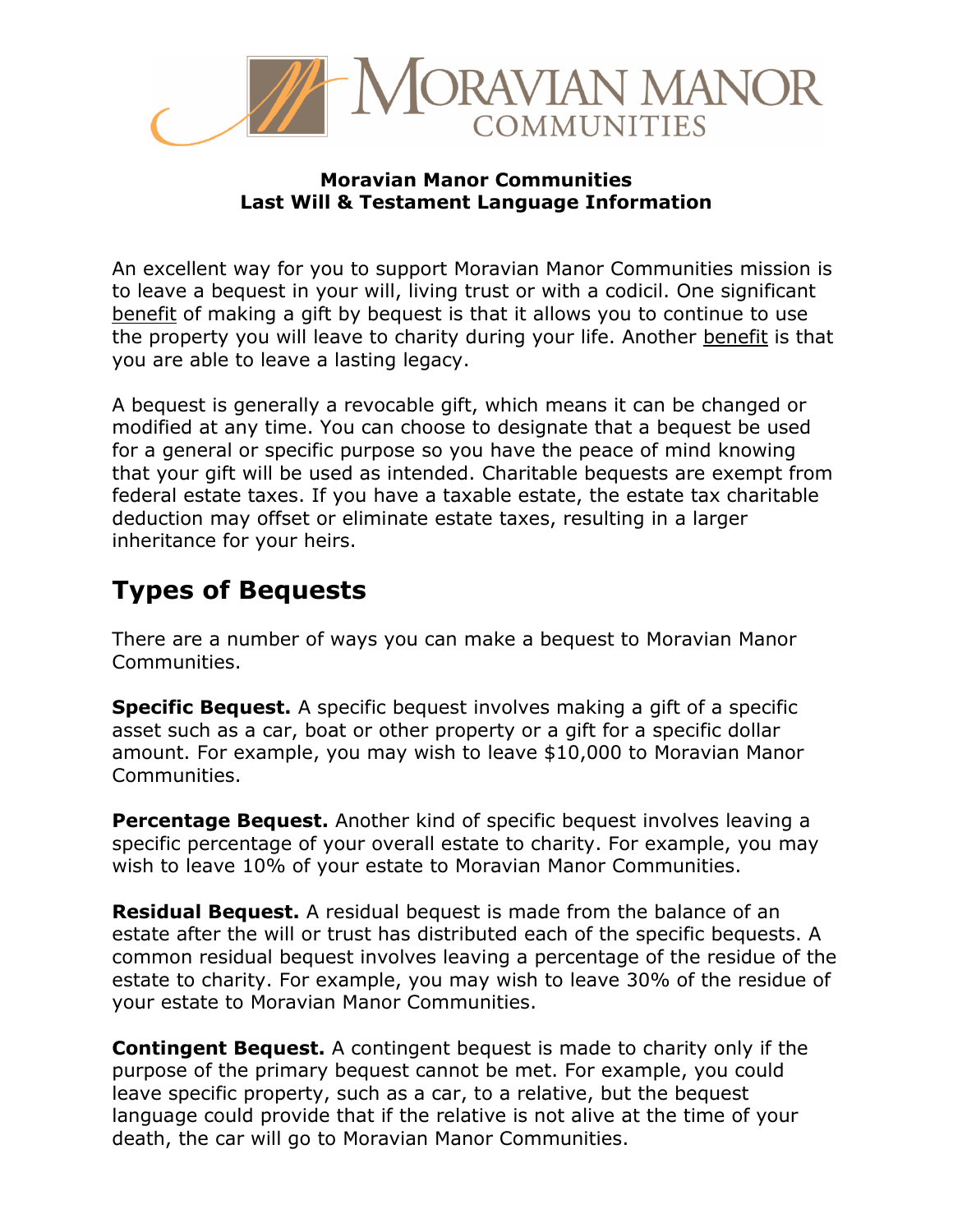**Moravian Manor Communities**
**Last Will & Testament Language Information**

An excellent way for you to support Moravian Manor Communities mission is to leave a bequest in your will, living trust or with a codicil. One significant benefit of making a gift by bequest is that it allows you to continue to use the property you will leave to charity during your life. Another benefit is that you are able to leave a lasting legacy.

A bequest is generally a revocable gift, which means it can be changed or modified at any time. You can choose to designate that a bequest be used for a general or specific purpose so you have the peace of mind knowing that your gift will be used as intended. Charitable bequests are exempt from federal estate taxes. If you have a taxable estate, the estate tax charitable deduction may offset or eliminate estate taxes, resulting in a larger inheritance for your heirs.

## Types of Bequests

There are a number of ways you can make a bequest to Moravian Manor Communities.

**Specific Bequest.** A specific bequest involves making a gift of a specific asset such as a car, boat or other property or a gift for a specific dollar amount. For example, you may wish to leave $10,000 to Moravian Manor Communities.

**Percentage Bequest.** Another kind of specific bequest involves leaving a specific percentage of your overall estate to charity. For example, you may wish to leave 10% of your estate to Moravian Manor Communities.

**Residual Bequest.** A residual bequest is made from the balance of an estate after the will or trust has distributed each of the specific bequests. A common residual bequest involves leaving a percentage of the residue of the estate to charity. For example, you may wish to leave 30% of the residue of your estate to Moravian Manor Communities.

**Contingent Bequest.** A contingent bequest is made to charity only if the purpose of the primary bequest cannot be met. For example, you could leave specific property, such as a car, to a relative, but the bequest language could provide that if the relative is not alive at the time of your death, the car will go to Moravian Manor Communities.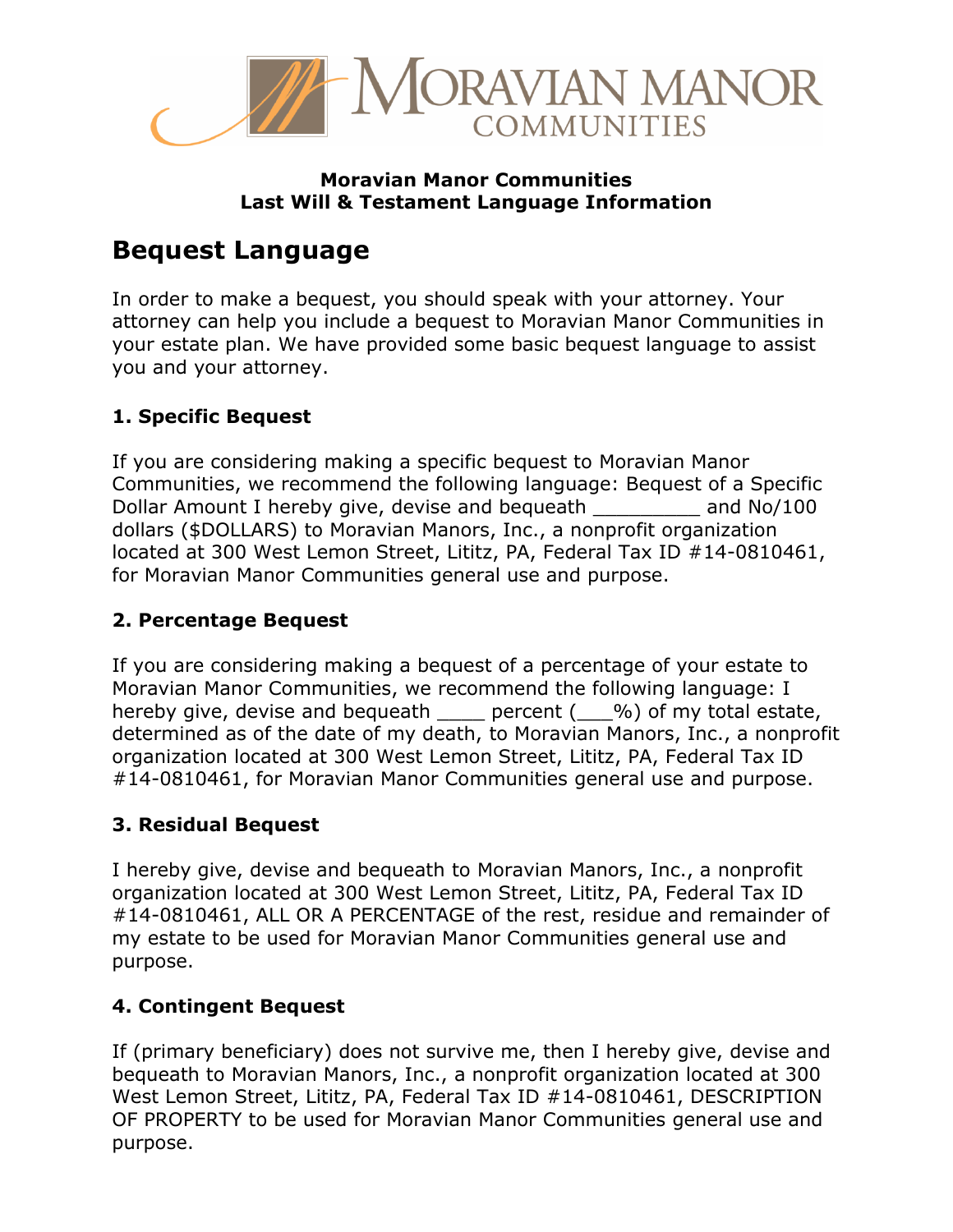**Moravian Manor Communities**
**Last Will & Testament Language Information**

# Bequest Language

In order to make a bequest, you should speak with your attorney. Your attorney can help you include a bequest to Moravian Manor Communities in your estate plan. We have provided some basic bequest language to assist you and your attorney.

### 1. Specific Bequest

If you are considering making a specific bequest to Moravian Manor Communities, we recommend the following language: Bequest of a Specific Dollar Amount I hereby give, devise and bequeath _________ and No/100 dollars ($DOLLARS) to Moravian Manors, Inc., a nonprofit organization located at 300 West Lemon Street, Lititz, PA, Federal Tax ID #14-0810461, for Moravian Manor Communities general use and purpose.

### 2. Percentage Bequest

If you are considering making a bequest of a percentage of your estate to Moravian Manor Communities, we recommend the following language: I hereby give, devise and bequeath ____ percent (___%) of my total estate, determined as of the date of my death, to Moravian Manors, Inc., a nonprofit organization located at 300 West Lemon Street, Lititz, PA, Federal Tax ID #14-0810461, for Moravian Manor Communities general use and purpose.

### 3. Residual Bequest

I hereby give, devise and bequeath to Moravian Manors, Inc., a nonprofit organization located at 300 West Lemon Street, Lititz, PA, Federal Tax ID #14-0810461, ALL OR A PERCENTAGE of the rest, residue and remainder of my estate to be used for Moravian Manor Communities general use and purpose.

### 4. Contingent Bequest

If (primary beneficiary) does not survive me, then I hereby give, devise and bequeath to Moravian Manors, Inc., a nonprofit organization located at 300 West Lemon Street, Lititz, PA, Federal Tax ID #14-0810461, DESCRIPTION OF PROPERTY to be used for Moravian Manor Communities general use and purpose.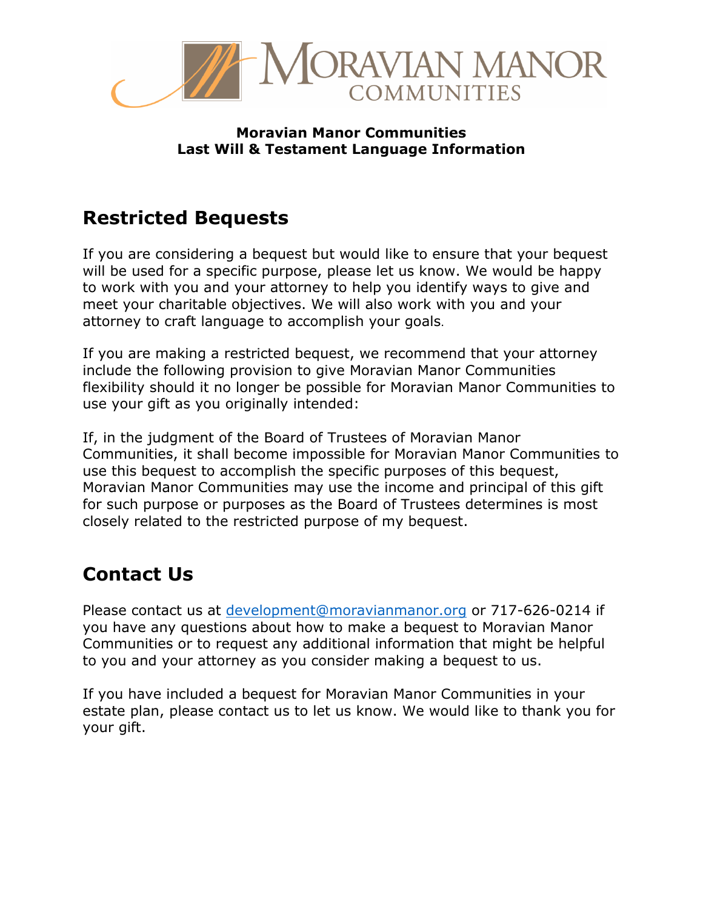**Moravian Manor Communities**
**Last Will & Testament Language Information**

## Restricted Bequests

If you are considering a bequest but would like to ensure that your bequest will be used for a specific purpose, please let us know. We would be happy to work with you and your attorney to help you identify ways to give and meet your charitable objectives. We will also work with you and your attorney to craft language to accomplish your goals.

If you are making a restricted bequest, we recommend that your attorney include the following provision to give Moravian Manor Communities flexibility should it no longer be possible for Moravian Manor Communities to use your gift as you originally intended:

If, in the judgment of the Board of Trustees of Moravian Manor Communities, it shall become impossible for Moravian Manor Communities to use this bequest to accomplish the specific purposes of this bequest, Moravian Manor Communities may use the income and principal of this gift for such purpose or purposes as the Board of Trustees determines is most closely related to the restricted purpose of my bequest.

## Contact Us

Please contact us at development@moravianmanor.org or 717-626-0214 if you have any questions about how to make a bequest to Moravian Manor Communities or to request any additional information that might be helpful to you and your attorney as you consider making a bequest to us.

If you have included a bequest for Moravian Manor Communities in your estate plan, please contact us to let us know. We would like to thank you for your gift.